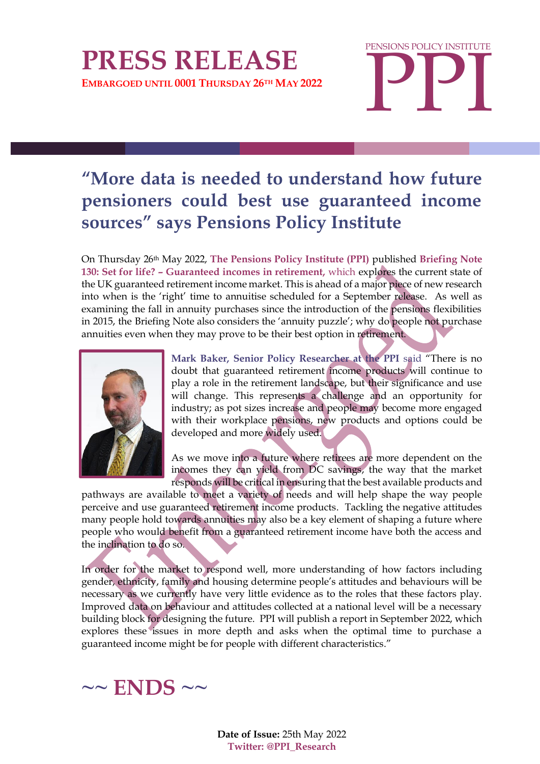# PRESS RELEASE

**EMBARGOED UNTIL 0001 THURSDAY 26TH MAY 2022**

PENSIONS POLICY INSTITUTE

PPI

## "More data is needed to understand how future pensioners could best use guaranteed income sources" says Pensions Policy Institute

On Thursday 26th May 2022, **The Pensions Policy Institute (PPI)** published **Briefing Note 130: Set for life? – Guaranteed incomes in retirement,** which explores the current state of the UK guaranteed retirement income market. This is ahead of a major piece of new research into when is the 'right' time to annuitise scheduled for a September release. As well as examining the fall in annuity purchases since the introduction of the pensions flexibilities in 2015, the Briefing Note also considers the 'annuity puzzle'; why do people not purchase annuities even when they may prove to be their best option in retirement.

**Mark Baker, Senior Policy Researcher at the PPI** said "There is no doubt that guaranteed retirement income products will continue to play a role in the retirement landscape, but their significance and use will change. This represents a challenge and an opportunity for industry; as pot sizes increase and people may become more engaged with their workplace pensions, new products and options could be developed and more widely used.

As we move into a future where retirees are more dependent on the incomes they can yield from DC savings, the way that the market responds will be critical in ensuring that the best available products and pathways are available to meet a variety of needs and will help shape the way people perceive and use guaranteed retirement income products. Tackling the negative attitudes many people hold towards annuities may also be a key element of shaping a future where people who would benefit from a guaranteed retirement income have both the access and the inclination to do so.

In order for the market to respond well, more understanding of how factors including gender, ethnicity, family and housing determine people's attitudes and behaviours will be necessary as we currently have very little evidence as to the roles that these factors play. Improved data on behaviour and attitudes collected at a national level will be a necessary building block for designing the future. PPI will publish a report in September 2022, which explores these issues in more depth and asks when the optimal time to purchase a guaranteed income might be for people with different characteristics."

## ~~ ENDS ~~

**Date of Issue:** 25th May 2022

**Twitter: @PPI_Research**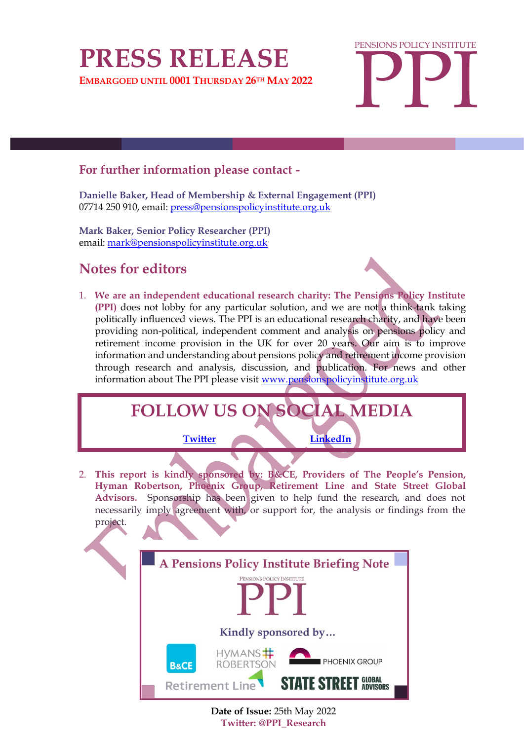# PRESS RELEASE

**EMBARGOED UNTIL 0001 THURSDAY 26TH MAY 2022**

PENSIONS POLICY INSTITUTE

PPI

## For further information please contact -

**Danielle Baker, Head of Membership & External Engagement (PPI)**
07714 250 910, email: press@pensionspolicyinstitute.org.uk

**Mark Baker, Senior Policy Researcher (PPI)**
email: mark@pensionspolicyinstitute.org.uk

## Notes for editors

1. **We are an independent educational research charity: The Pensions Policy Institute (PPI)** does not lobby for any particular solution, and we are not a think-tank taking politically influenced views. The PPI is an educational research charity, and have been providing non-political, independent comment and analysis on pensions policy and retirement income provision in the UK for over 20 years. Our aim is to improve information and understanding about pensions policy and retirement income provision through research and analysis, discussion, and publication. For news and other information about The PPI please visit www.pensionspolicyinstitute.org.uk

## FOLLOW US ON SOCIAL MEDIA

**Twitter** **LinkedIn**

2. **This report is kindly sponsored by: B&CE, Providers of The People's Pension, Hyman Robertson, Phoenix Group, Retirement Line and State Street Global Advisors.** Sponsorship has been given to help fund the research, and does not necessarily imply agreement with, or support for, the analysis or findings from the project.

A Pensions Policy Institute Briefing Note

Kindly sponsored by…

B&CE, HYMANS ROBERTSON, PHOENIX GROUP, Retirement Line, STATE STREET GLOBAL ADVISORS

**Date of Issue:** 25th May 2022
**Twitter: @PPI_Research**